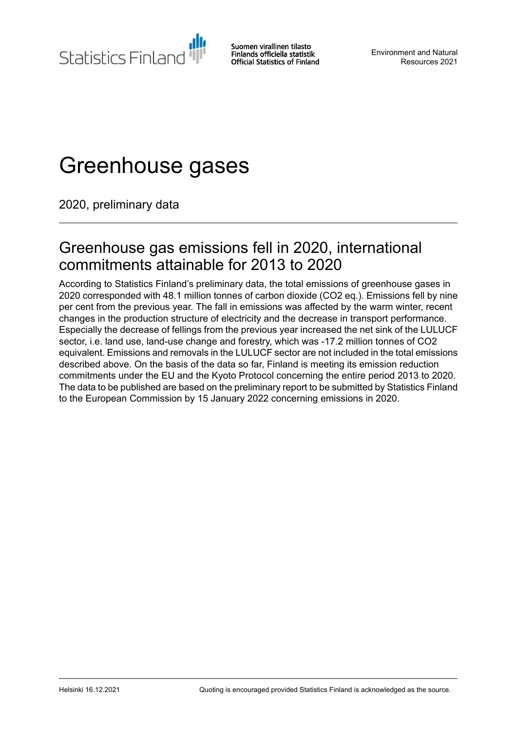Statistics Finland

Suomen virallinen tilasto
Finlands officiella statistik
Official Statistics of Finland

Environment and Natural Resources 2021

# Greenhouse gases

2020, preliminary data

## Greenhouse gas emissions fell in 2020, international commitments attainable for 2013 to 2020

According to Statistics Finland's preliminary data, the total emissions of greenhouse gases in 2020 corresponded with 48.1 million tonnes of carbon dioxide ($CO_2$ eq.). Emissions fell by nine per cent from the previous year. The fall in emissions was affected by the warm winter, recent changes in the production structure of electricity and the decrease in transport performance. Especially the decrease of fellings from the previous year increased the net sink of the LULUCF sector, i.e. land use, land-use change and forestry, which was -17.2 million tonnes of $CO_2$ equivalent. Emissions and removals in the LULUCF sector are not included in the total emissions described above. On the basis of the data so far, Finland is meeting its emission reduction commitments under the EU and the Kyoto Protocol concerning the entire period 2013 to 2020. The data to be published are based on the preliminary report to be submitted by Statistics Finland to the European Commission by 15 January 2022 concerning emissions in 2020.

Helsinki 16.12.2021

Quoting is encouraged provided Statistics Finland is acknowledged as the source.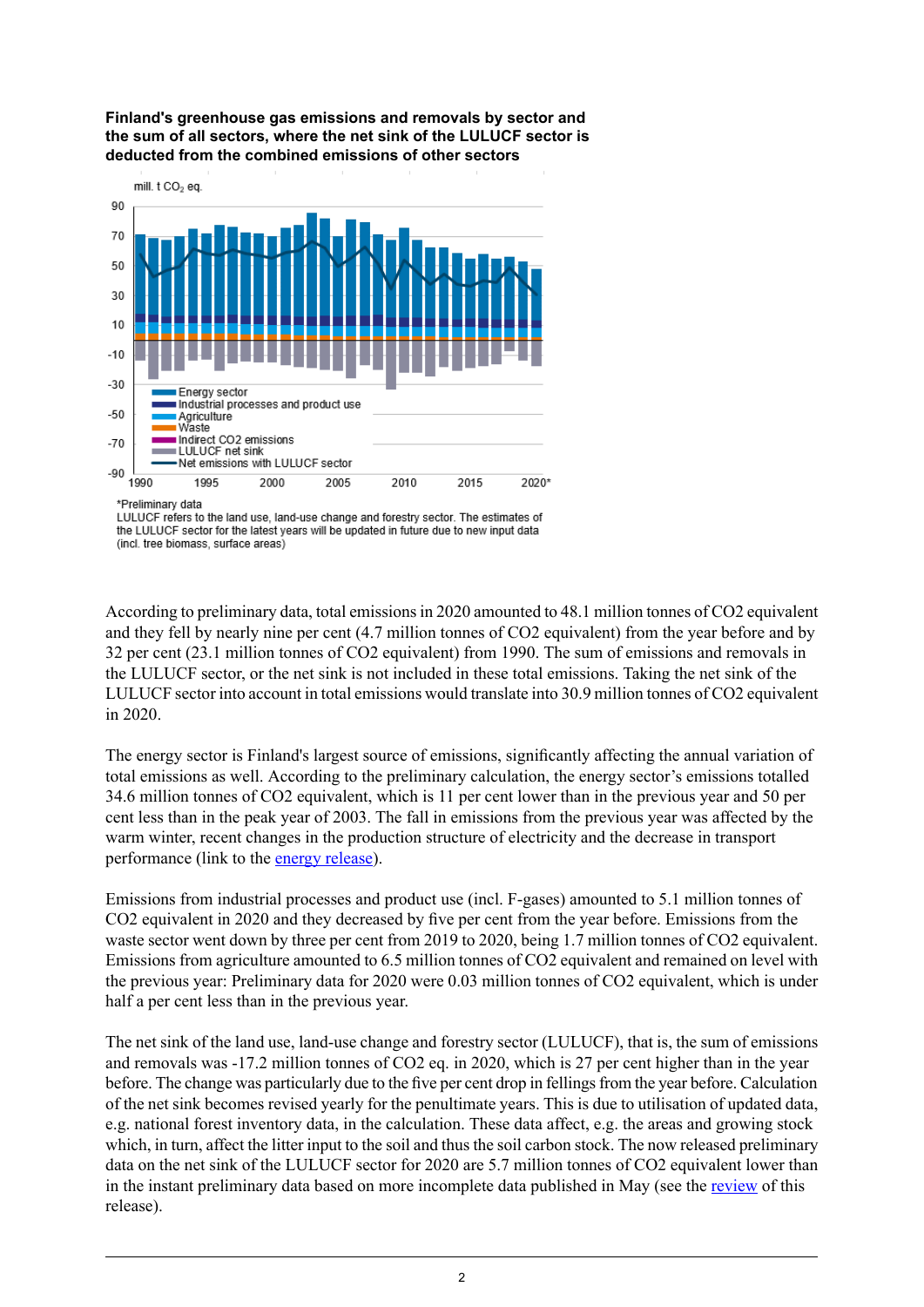**Finland's greenhouse gas emissions and removals by sector and the sum of all sectors, where the net sink of the LULUCF sector is deducted from the combined emissions of other sectors**

mill. t $CO_2$ eq.

- Energy sector
- Industrial processes and product use
- Agriculture
- Waste
- Indirect CO2 emissions
- LULUCF net sink
- Net emissions with LULUCF sector

*Preliminary data

LULUCF refers to the land use, land-use change and forestry sector. The estimates of the LULUCF sector for the latest years will be updated in future due to new input data (incl. tree biomass, surface areas)

According to preliminary data, total emissions in 2020 amounted to 48.1 million tonnes of CO2 equivalent and they fell by nearly nine per cent (4.7 million tonnes of CO2 equivalent) from the year before and by 32 per cent (23.1 million tonnes of CO2 equivalent) from 1990. The sum of emissions and removals in the LULUCF sector, or the net sink is not included in these total emissions. Taking the net sink of the LULUCF sector into account in total emissions would translate into 30.9 million tonnes of CO2 equivalent in 2020.

The energy sector is Finland's largest source of emissions, significantly affecting the annual variation of total emissions as well. According to the preliminary calculation, the energy sector's emissions totalled 34.6 million tonnes of CO2 equivalent, which is 11 per cent lower than in the previous year and 50 per cent less than in the peak year of 2003. The fall in emissions from the previous year was affected by the warm winter, recent changes in the production structure of electricity and the decrease in transport performance (link to the energy release).

Emissions from industrial processes and product use (incl. F-gases) amounted to 5.1 million tonnes of CO2 equivalent in 2020 and they decreased by five per cent from the year before. Emissions from the waste sector went down by three per cent from 2019 to 2020, being 1.7 million tonnes of CO2 equivalent. Emissions from agriculture amounted to 6.5 million tonnes of CO2 equivalent and remained on level with the previous year: Preliminary data for 2020 were 0.03 million tonnes of CO2 equivalent, which is under half a per cent less than in the previous year.

The net sink of the land use, land-use change and forestry sector (LULUCF), that is, the sum of emissions and removals was -17.2 million tonnes of CO2 eq. in 2020, which is 27 per cent higher than in the year before. The change was particularly due to the five per cent drop in fellings from the year before. Calculation of the net sink becomes revised yearly for the penultimate years. This is due to utilisation of updated data, e.g. national forest inventory data, in the calculation. These data affect, e.g. the areas and growing stock which, in turn, affect the litter input to the soil and thus the soil carbon stock. The now released preliminary data on the net sink of the LULUCF sector for 2020 are 5.7 million tonnes of CO2 equivalent lower than in the instant preliminary data based on more incomplete data published in May (see the review of this release).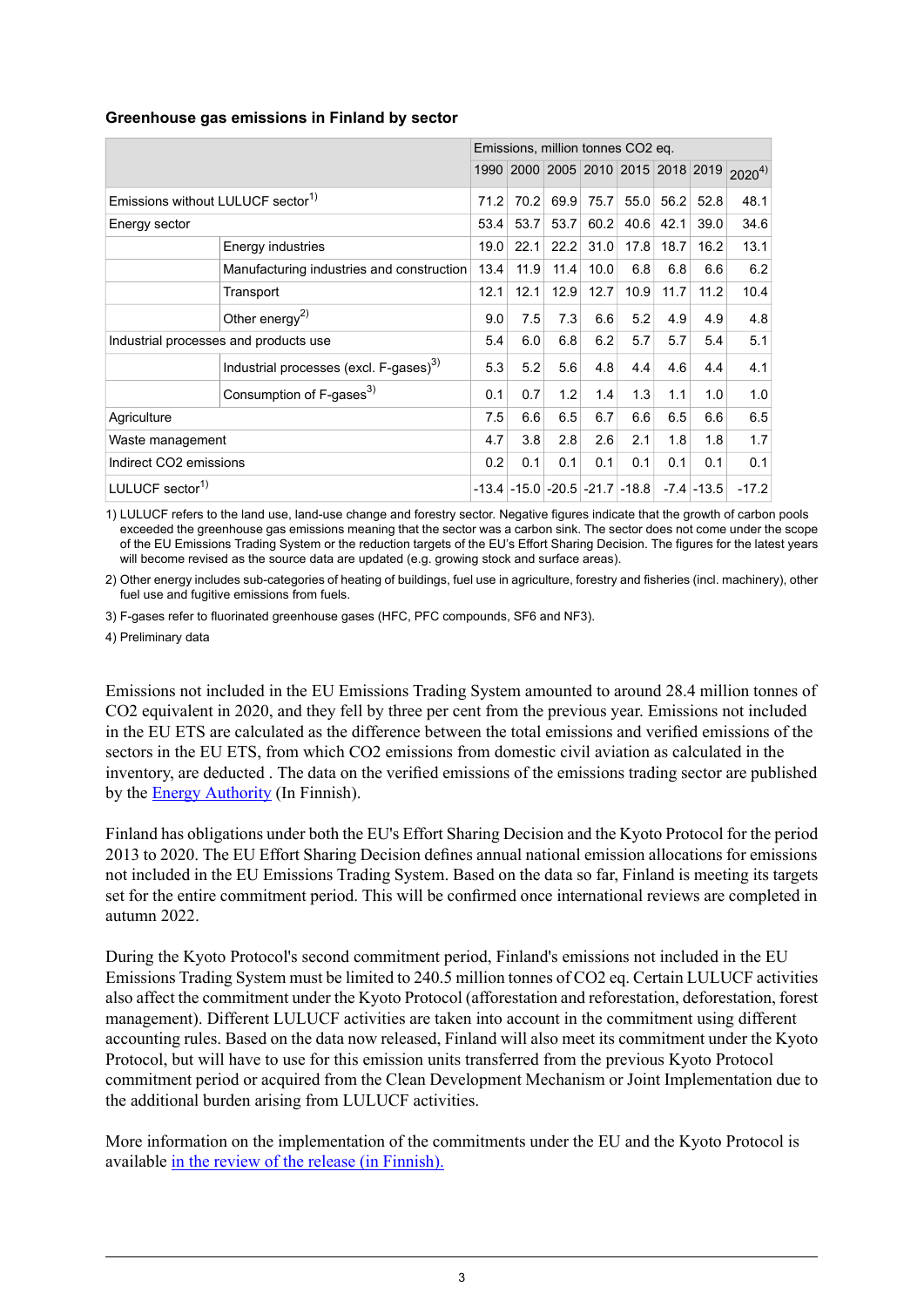**Greenhouse gas emissions in Finland by sector**

| | | Emissions, million tonnes CO2 eq. | | | | | | | |
|---|---|---|---|---|---|---|---|---|---|
| | | 1990 | 2000 | 2005 | 2010 | 2015 | 2018 | 2019 | 2020[4] |
| Emissions without LULUCF sector[1] | | 71.2 | 70.2 | 69.9 | 75.7 | 55.0 | 56.2 | 52.8 | 48.1 |
| Energy sector | | 53.4 | 53.7 | 53.7 | 60.2 | 40.6 | 42.1 | 39.0 | 34.6 |
| | Energy industries | 19.0 | 22.1 | 22.2 | 31.0 | 17.8 | 18.7 | 16.2 | 13.1 |
| | Manufacturing industries and construction | 13.4 | 11.9 | 11.4 | 10.0 | 6.8 | 6.8 | 6.6 | 6.2 |
| | Transport | 12.1 | 12.1 | 12.9 | 12.7 | 10.9 | 11.7 | 11.2 | 10.4 |
| | Other energy[2] | 9.0 | 7.5 | 7.3 | 6.6 | 5.2 | 4.9 | 4.9 | 4.8 |
| Industrial processes and products use | | 5.4 | 6.0 | 6.8 | 6.2 | 5.7 | 5.7 | 5.4 | 5.1 |
| | Industrial processes (excl. F-gases)[3] | 5.3 | 5.2 | 5.6 | 4.8 | 4.4 | 4.6 | 4.4 | 4.1 |
| | Consumption of F-gases[3] | 0.1 | 0.7 | 1.2 | 1.4 | 1.3 | 1.1 | 1.0 | 1.0 |
| Agriculture | | 7.5 | 6.6 | 6.5 | 6.7 | 6.6 | 6.5 | 6.6 | 6.5 |
| Waste management | | 4.7 | 3.8 | 2.8 | 2.6 | 2.1 | 1.8 | 1.8 | 1.7 |
| Indirect CO2 emissions | | 0.2 | 0.1 | 0.1 | 0.1 | 0.1 | 0.1 | 0.1 | 0.1 |
| LULUCF sector[1] | | -13.4 | -15.0 | -20.5 | -21.7 | -18.8 | -7.4 | -13.5 | -17.2 |

1) LULUCF refers to the land use, land-use change and forestry sector. Negative figures indicate that the growth of carbon pools exceeded the greenhouse gas emissions meaning that the sector was a carbon sink. The sector does not come under the scope of the EU Emissions Trading System or the reduction targets of the EU's Effort Sharing Decision. The figures for the latest years will become revised as the source data are updated (e.g. growing stock and surface areas).

2) Other energy includes sub-categories of heating of buildings, fuel use in agriculture, forestry and fisheries (incl. machinery), other fuel use and fugitive emissions from fuels.

3) F-gases refer to fluorinated greenhouse gases (HFC, PFC compounds, SF6 and NF3).

4) Preliminary data

Emissions not included in the EU Emissions Trading System amounted to around 28.4 million tonnes of CO2 equivalent in 2020, and they fell by three per cent from the previous year. Emissions not included in the EU ETS are calculated as the difference between the total emissions and verified emissions of the sectors in the EU ETS, from which CO2 emissions from domestic civil aviation as calculated in the inventory, are deducted . The data on the verified emissions of the emissions trading sector are published by the Energy Authority (In Finnish).

Finland has obligations under both the EU's Effort Sharing Decision and the Kyoto Protocol for the period 2013 to 2020. The EU Effort Sharing Decision defines annual national emission allocations for emissions not included in the EU Emissions Trading System. Based on the data so far, Finland is meeting its targets set for the entire commitment period. This will be confirmed once international reviews are completed in autumn 2022.

During the Kyoto Protocol's second commitment period, Finland's emissions not included in the EU Emissions Trading System must be limited to 240.5 million tonnes of CO2 eq. Certain LULUCF activities also affect the commitment under the Kyoto Protocol (afforestation and reforestation, deforestation, forest management). Different LULUCF activities are taken into account in the commitment using different accounting rules. Based on the data now released, Finland will also meet its commitment under the Kyoto Protocol, but will have to use for this emission units transferred from the previous Kyoto Protocol commitment period or acquired from the Clean Development Mechanism or Joint Implementation due to the additional burden arising from LULUCF activities.

More information on the implementation of the commitments under the EU and the Kyoto Protocol is available in the review of the release (in Finnish).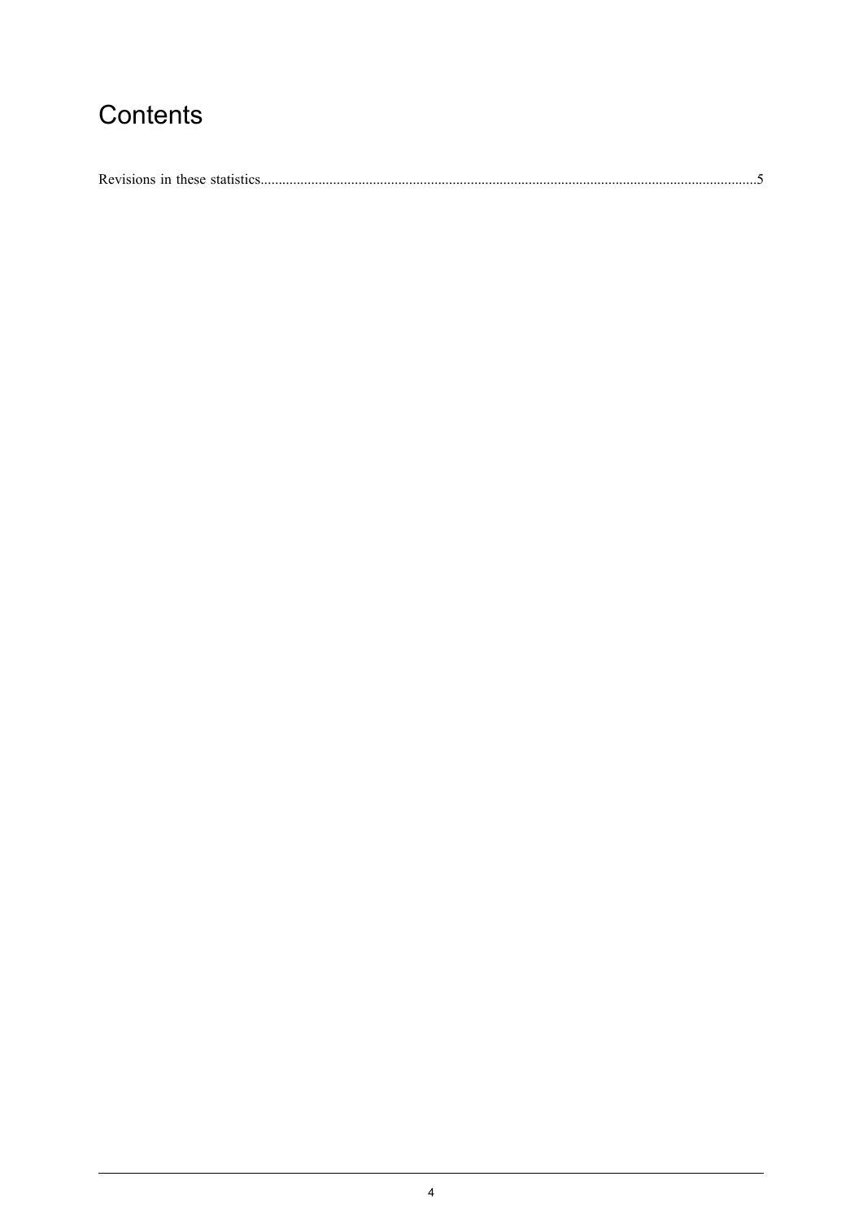# Contents

Revisions in these statistics....................................................................................................................................5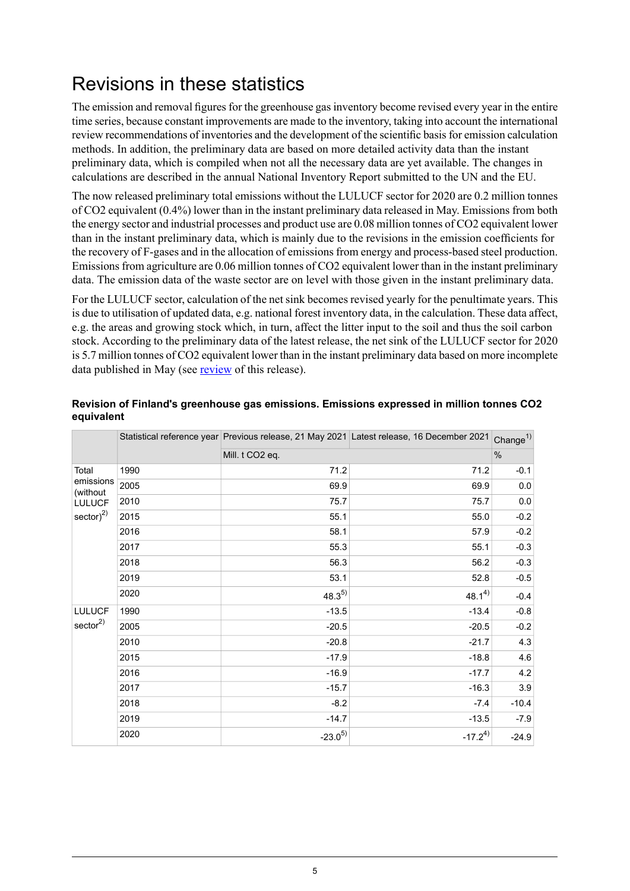# Revisions in these statistics

The emission and removal figures for the greenhouse gas inventory become revised every year in the entire time series, because constant improvements are made to the inventory, taking into account the international review recommendations of inventories and the development of the scientific basis for emission calculation methods. In addition, the preliminary data are based on more detailed activity data than the instant preliminary data, which is compiled when not all the necessary data are yet available. The changes in calculations are described in the annual National Inventory Report submitted to the UN and the EU.

The now released preliminary total emissions without the LULUCF sector for 2020 are 0.2 million tonnes of CO2 equivalent (0.4%) lower than in the instant preliminary data released in May. Emissions from both the energy sector and industrial processes and product use are 0.08 million tonnes of CO2 equivalent lower than in the instant preliminary data, which is mainly due to the revisions in the emission coefficients for the recovery of F-gases and in the allocation of emissions from energy and process-based steel production. Emissions from agriculture are 0.06 million tonnes of CO2 equivalent lower than in the instant preliminary data. The emission data of the waste sector are on level with those given in the instant preliminary data.

For the LULUCF sector, calculation of the net sink becomes revised yearly for the penultimate years. This is due to utilisation of updated data, e.g. national forest inventory data, in the calculation. These data affect, e.g. the areas and growing stock which, in turn, affect the litter input to the soil and thus the soil carbon stock. According to the preliminary data of the latest release, the net sink of the LULUCF sector for 2020 is 5.7 million tonnes of CO2 equivalent lower than in the instant preliminary data based on more incomplete data published in May (see review of this release).

**Revision of Finland's greenhouse gas emissions. Emissions expressed in million tonnes CO2 equivalent**

| | Statistical reference year | Previous release, 21 May 2021 | Latest release, 16 December 2021 | Change[1] |
|---|---|---|---|---|
| | | Mill. t CO2 eq. | | % |
| Total emissions (without LULUCF sector)[2] | 1990 | 71.2 | 71.2 | -0.1 |
| | 2005 | 69.9 | 69.9 | 0.0 |
| | 2010 | 75.7 | 75.7 | 0.0 |
| | 2015 | 55.1 | 55.0 | -0.2 |
| | 2016 | 58.1 | 57.9 | -0.2 |
| | 2017 | 55.3 | 55.1 | -0.3 |
| | 2018 | 56.3 | 56.2 | -0.3 |
| | 2019 | 53.1 | 52.8 | -0.5 |
| | 2020 | 48.3[5] | 48.1[4] | -0.4 |
| LULUCF sector[2] | 1990 | -13.5 | -13.4 | -0.8 |
| | 2005 | -20.5 | -20.5 | -0.2 |
| | 2010 | -20.8 | -21.7 | 4.3 |
| | 2015 | -17.9 | -18.8 | 4.6 |
| | 2016 | -16.9 | -17.7 | 4.2 |
| | 2017 | -15.7 | -16.3 | 3.9 |
| | 2018 | -8.2 | -7.4 | -10.4 |
| | 2019 | -14.7 | -13.5 | -7.9 |
| | 2020 | -23.0[5] | -17.2[4] | -24.9 |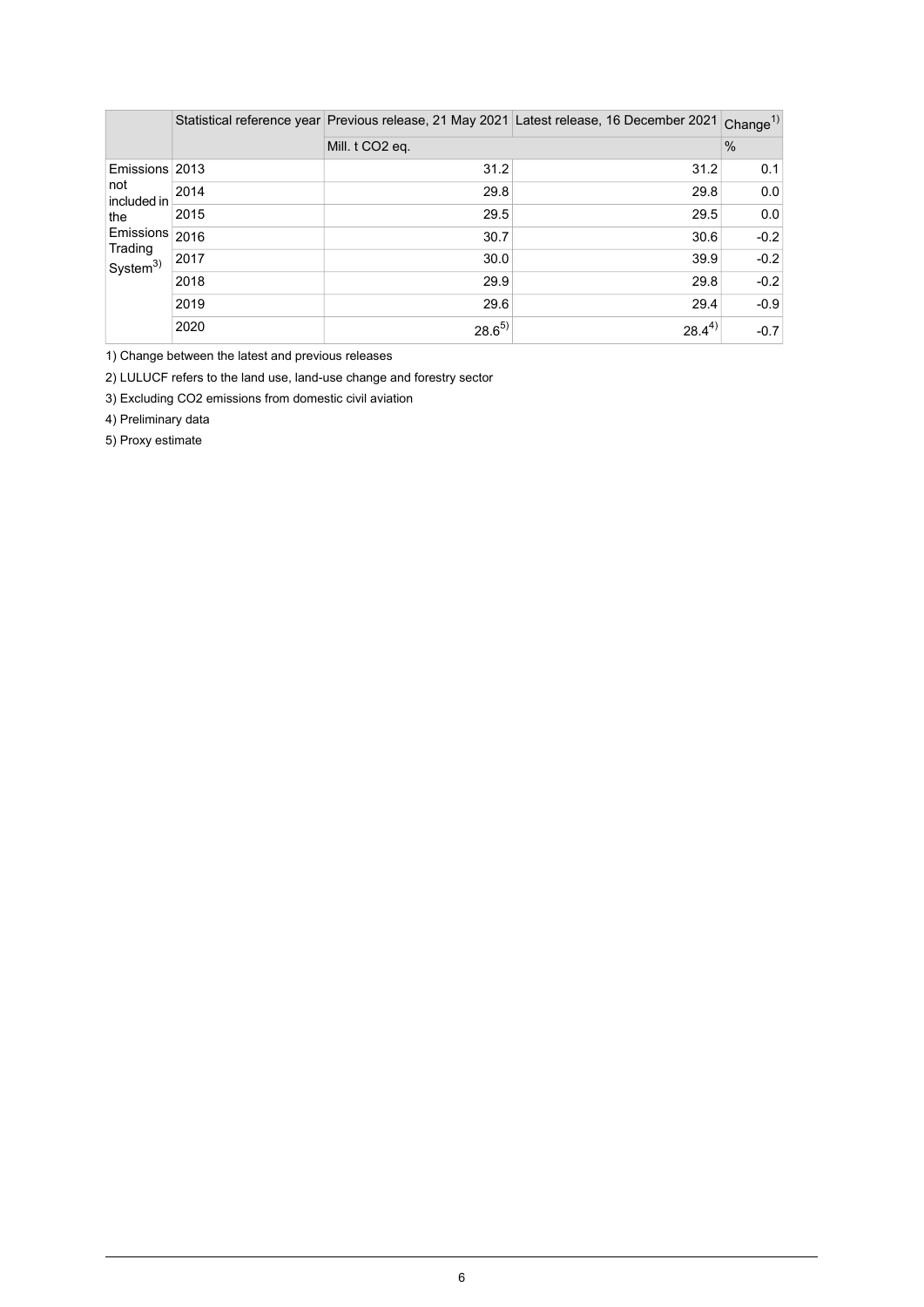| | Statistical reference year | Previous release, 21 May 2021 | Latest release, 16 December 2021 | Change[1] |
|---|---|---|---|---|
| | | Mill. t $CO_2$ eq. | | % |
| Emissions not included in the Emissions Trading System[3] | 2013 | 31.2 | 31.2 | 0.1 |
| | 2014 | 29.8 | 29.8 | 0.0 |
| | 2015 | 29.5 | 29.5 | 0.0 |
| | 2016 | 30.7 | 30.6 | -0.2 |
| | 2017 | 30.0 | 39.9 | -0.2 |
| | 2018 | 29.9 | 29.8 | -0.2 |
| | 2019 | 29.6 | 29.4 | -0.9 |
| | 2020 | 28.6[5] | 28.4[4] | -0.7 |

1) Change between the latest and previous releases

2) LULUCF refers to the land use, land-use change and forestry sector

3) Excluding $CO_2$ emissions from domestic civil aviation

4) Preliminary data

5) Proxy estimate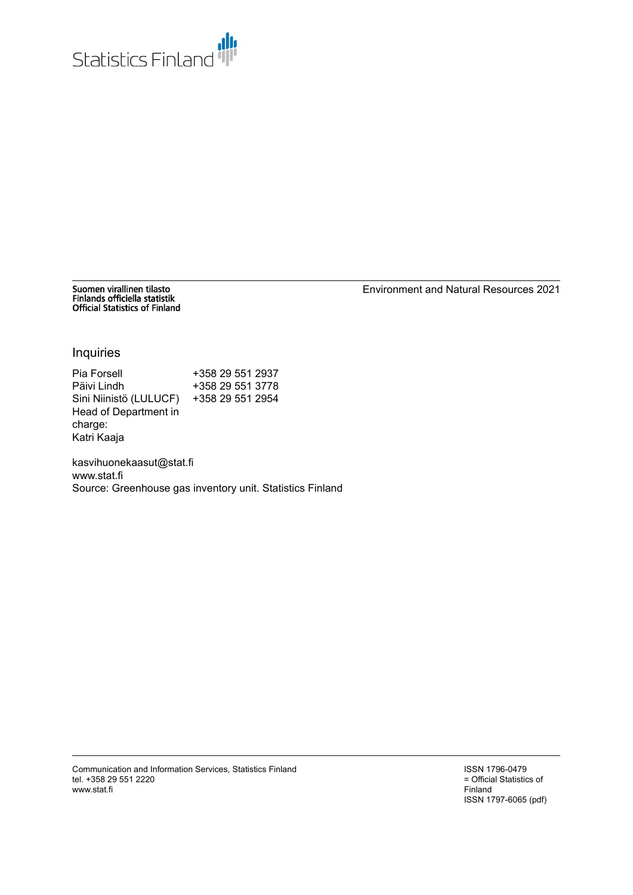Statistics Finland

Suomen virallinen tilasto
Finlands officiella statistik
Official Statistics of Finland

Environment and Natural Resources 2021

## Inquiries

| | |
|---|---|
| Pia Forsell | +358 29 551 2937 |
| Päivi Lindh | +358 29 551 3778 |
| Sini Niinistö (LULUCF) | +358 29 551 2954 |
| Head of Department in charge: Katri Kaaja | |

kasvihuonekaasut@stat.fi
www.stat.fi
Source: Greenhouse gas inventory unit. Statistics Finland

Communication and Information Services, Statistics Finland
tel. +358 29 551 2220
www.stat.fi

ISSN 1796-0479
= Official Statistics of Finland
ISSN 1797-6065 (pdf)